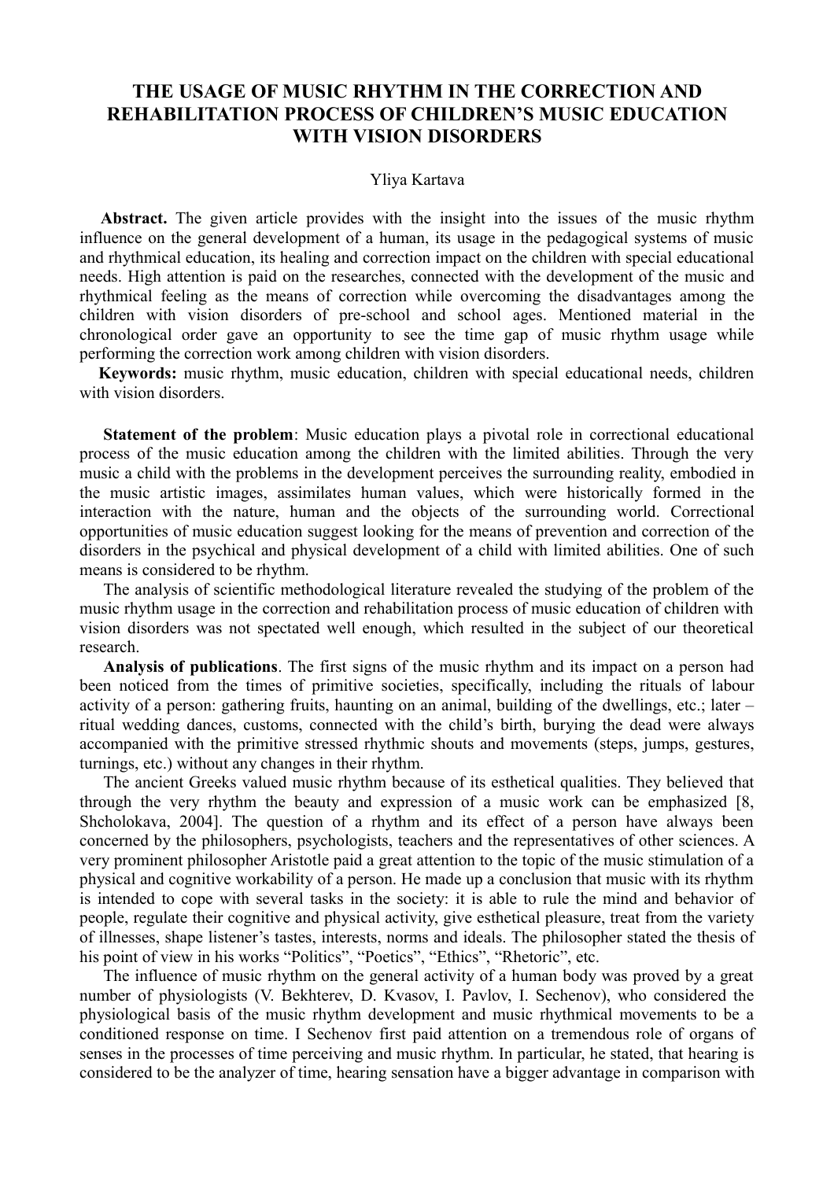# THE USAGE OF MUSIC RHYTHM IN THE CORRECTION AND REHABILITATION PROCESS OF CHILDREN'S MUSIC EDUCATION WITH VISION DISORDERS

Yliya Kartava

**Abstract.** The given article provides with the insight into the issues of the music rhythm influence on the general development of a human, its usage in the pedagogical systems of music and rhythmical education, its healing and correction impact on the children with special educational needs. High attention is paid on the researches, connected with the development of the music and rhythmical feeling as the means of correction while overcoming the disadvantages among the children with vision disorders of pre-school and school ages. Mentioned material in the chronological order gave an opportunity to see the time gap of music rhythm usage while performing the correction work among children with vision disorders.

**Keywords:** music rhythm, music education, children with special educational needs, children with vision disorders.

**Statement of the problem**: Music education plays a pivotal role in correctional educational process of the music education among the children with the limited abilities. Through the very music a child with the problems in the development perceives the surrounding reality, embodied in the music artistic images, assimilates human values, which were historically formed in the interaction with the nature, human and the objects of the surrounding world. Correctional opportunities of music education suggest looking for the means of prevention and correction of the disorders in the psychical and physical development of a child with limited abilities. One of such means is considered to be rhythm.

The analysis of scientific methodological literature revealed the studying of the problem of the music rhythm usage in the correction and rehabilitation process of music education of children with vision disorders was not spectated well enough, which resulted in the subject of our theoretical research.

**Analysis of publications**. The first signs of the music rhythm and its impact on a person had been noticed from the times of primitive societies, specifically, including the rituals of labour activity of a person: gathering fruits, haunting on an animal, building of the dwellings, etc.; later – ritual wedding dances, customs, connected with the child's birth, burying the dead were always accompanied with the primitive stressed rhythmic shouts and movements (steps, jumps, gestures, turnings, etc.) without any changes in their rhythm.

The ancient Greeks valued music rhythm because of its esthetical qualities. They believed that through the very rhythm the beauty and expression of a music work can be emphasized [8, Shcholokava, 2004]. The question of a rhythm and its effect of a person have always been concerned by the philosophers, psychologists, teachers and the representatives of other sciences. A very prominent philosopher Aristotle paid a great attention to the topic of the music stimulation of a physical and cognitive workability of a person. He made up a conclusion that music with its rhythm is intended to cope with several tasks in the society: it is able to rule the mind and behavior of people, regulate their cognitive and physical activity, give esthetical pleasure, treat from the variety of illnesses, shape listener's tastes, interests, norms and ideals. The philosopher stated the thesis of his point of view in his works "Politics", "Poetics", "Ethics", "Rhetoric", etc.

The influence of music rhythm on the general activity of a human body was proved by a great number of physiologists (V. Bekhterev, D. Kvasov, I. Pavlov, I. Sechenov), who considered the physiological basis of the music rhythm development and music rhythmical movements to be a conditioned response on time. I Sechenov first paid attention on a tremendous role of organs of senses in the processes of time perceiving and music rhythm. In particular, he stated, that hearing is considered to be the analyzer of time, hearing sensation have a bigger advantage in comparison with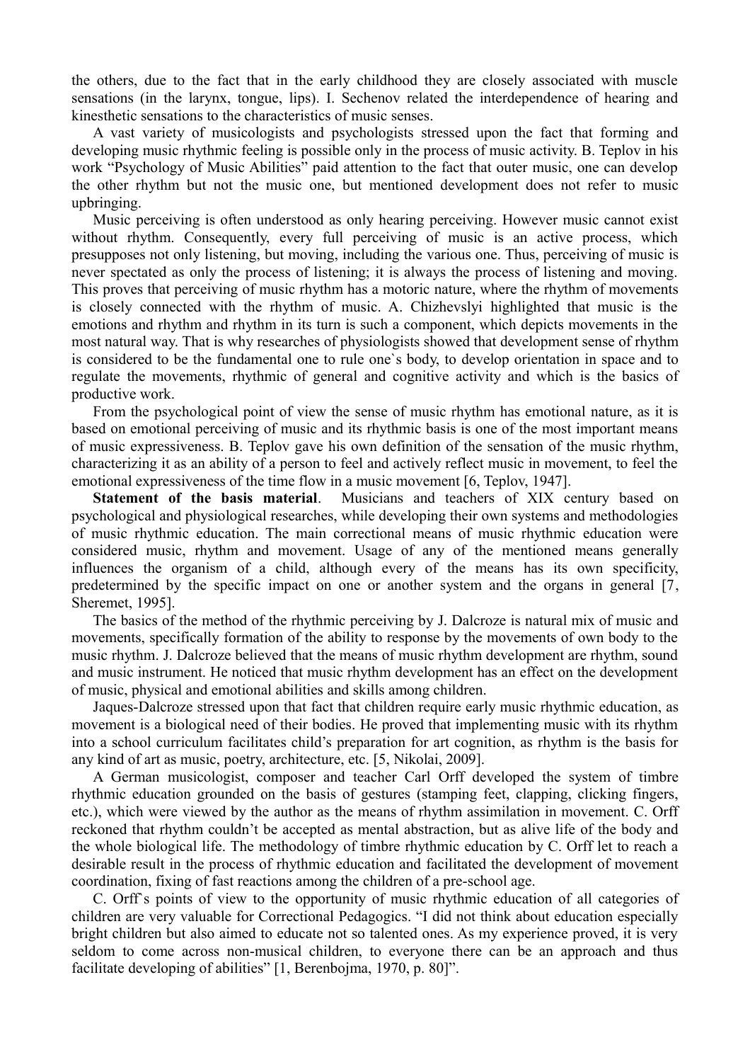the others, due to the fact that in the early childhood they are closely associated with muscle sensations (in the larynx, tongue, lips). I. Sechenov related the interdependence of hearing and kinesthetic sensations to the characteristics of music senses.

A vast variety of musicologists and psychologists stressed upon the fact that forming and developing music rhythmic feeling is possible only in the process of music activity. B. Teplov in his work "Psychology of Music Abilities" paid attention to the fact that outer music, one can develop the other rhythm but not the music one, but mentioned development does not refer to music upbringing.

Music perceiving is often understood as only hearing perceiving. However music cannot exist without rhythm. Consequently, every full perceiving of music is an active process, which presupposes not only listening, but moving, including the various one. Thus, perceiving of music is never spectated as only the process of listening; it is always the process of listening and moving. This proves that perceiving of music rhythm has a motoric nature, where the rhythm of movements is closely connected with the rhythm of music. A. Chizhevslyi highlighted that music is the emotions and rhythm and rhythm in its turn is such a component, which depicts movements in the most natural way. That is why researches of physiologists showed that development sense of rhythm is considered to be the fundamental one to rule one`s body, to develop orientation in space and to regulate the movements, rhythmic of general and cognitive activity and which is the basics of productive work.

From the psychological point of view the sense of music rhythm has emotional nature, as it is based on emotional perceiving of music and its rhythmic basis is one of the most important means of music expressiveness. B. Teplov gave his own definition of the sensation of the music rhythm, characterizing it as an ability of a person to feel and actively reflect music in movement, to feel the emotional expressiveness of the time flow in a music movement [6, Teplov, 1947].

**Statement of the basis material**. Musicians and teachers of XIX century based on psychological and physiological researches, while developing their own systems and methodologies of music rhythmic education. The main correctional means of music rhythmic education were considered music, rhythm and movement. Usage of any of the mentioned means generally influences the organism of a child, although every of the means has its own specificity, predetermined by the specific impact on one or another system and the organs in general [7, Sheremet, 1995].

The basics of the method of the rhythmic perceiving by J. Dalcroze is natural mix of music and movements, specifically formation of the ability to response by the movements of own body to the music rhythm. J. Dalcroze believed that the means of music rhythm development are rhythm, sound and music instrument. He noticed that music rhythm development has an effect on the development of music, physical and emotional abilities and skills among children.

Jaques-Dalcroze stressed upon that fact that children require early music rhythmic education, as movement is a biological need of their bodies. He proved that implementing music with its rhythm into a school curriculum facilitates child's preparation for art cognition, as rhythm is the basis for any kind of art as music, poetry, architecture, etc. [5, Nikolai, 2009].

A German musicologist, composer and teacher Carl Orff developed the system of timbre rhythmic education grounded on the basis of gestures (stamping feet, clapping, clicking fingers, etc.), which were viewed by the author as the means of rhythm assimilation in movement. C. Orff reckoned that rhythm couldn't be accepted as mental abstraction, but as alive life of the body and the whole biological life. The methodology of timbre rhythmic education by C. Orff let to reach a desirable result in the process of rhythmic education and facilitated the development of movement coordination, fixing of fast reactions among the children of a pre-school age.

C. Orff`s points of view to the opportunity of music rhythmic education of all categories of children are very valuable for Correctional Pedagogics. "I did not think about education especially bright children but also aimed to educate not so talented ones. As my experience proved, it is very seldom to come across non-musical children, to everyone there can be an approach and thus facilitate developing of abilities" [1, Berenbojma, 1970, p. 80]".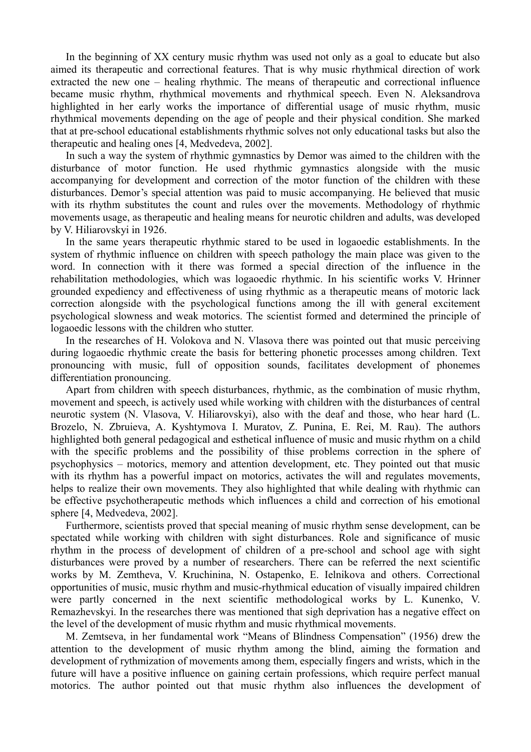In the beginning of XX century music rhythm was used not only as a goal to educate but also aimed its therapeutic and correctional features. That is why music rhythmical direction of work extracted the new one – healing rhythmic. The means of therapeutic and correctional influence became music rhythm, rhythmical movements and rhythmical speech. Even N. Aleksandrova highlighted in her early works the importance of differential usage of music rhythm, music rhythmical movements depending on the age of people and their physical condition. She marked that at pre-school educational establishments rhythmic solves not only educational tasks but also the therapeutic and healing ones [4, Medvedeva, 2002].

In such a way the system of rhythmic gymnastics by Demor was aimed to the children with the disturbance of motor function. He used rhythmic gymnastics alongside with the music accompanying for development and correction of the motor function of the children with these disturbances. Demor's special attention was paid to music accompanying. He believed that music with its rhythm substitutes the count and rules over the movements. Methodology of rhythmic movements usage, as therapeutic and healing means for neurotic children and adults, was developed by V. Hiliarovskyi in 1926.

In the same years therapeutic rhythmic stared to be used in logaoedic establishments. In the system of rhythmic influence on children with speech pathology the main place was given to the word. In connection with it there was formed a special direction of the influence in the rehabilitation methodologies, which was logaoedic rhythmic. In his scientific works V. Hrinner grounded expediency and effectiveness of using rhythmic as a therapeutic means of motoric lack correction alongside with the psychological functions among the ill with general excitement psychological slowness and weak motorics. The scientist formed and determined the principle of logaoedic lessons with the children who stutter.

In the researches of H. Volokova and N. Vlasova there was pointed out that music perceiving during logaoedic rhythmic create the basis for bettering phonetic processes among children. Text pronouncing with music, full of opposition sounds, facilitates development of phonemes differentiation pronouncing.

Apart from children with speech disturbances, rhythmic, as the combination of music rhythm, movement and speech, is actively used while working with children with the disturbances of central neurotic system (N. Vlasova, V. Hiliarovskyi), also with the deaf and those, who hear hard (L. Brozelo, N. Zbruieva, A. Kyshtymova I. Muratov, Z. Punina, E. Rei, M. Rau). The authors highlighted both general pedagogical and esthetical influence of music and music rhythm on a child with the specific problems and the possibility of thise problems correction in the sphere of psychophysics – motorics, memory and attention development, etc. They pointed out that music with its rhythm has a powerful impact on motorics, activates the will and regulates movements, helps to realize their own movements. They also highlighted that while dealing with rhythmic can be effective psychotherapeutic methods which influences a child and correction of his emotional sphere [4, Medvedeva, 2002].

Furthermore, scientists proved that special meaning of music rhythm sense development, can be spectated while working with children with sight disturbances. Role and significance of music rhythm in the process of development of children of a pre-school and school age with sight disturbances were proved by a number of researchers. There can be referred the next scientific works by M. Zemtheva, V. Kruchinina, N. Ostapenko, E. Ielnikova and others. Correctional opportunities of music, music rhythm and music-rhythmical education of visually impaired children were partly concerned in the next scientific methodological works by L. Kunenko, V. Remazhevskyi. In the researches there was mentioned that sigh deprivation has a negative effect on the level of the development of music rhythm and music rhythmical movements.

M. Zemtseva, in her fundamental work "Means of Blindness Compensation" (1956) drew the attention to the development of music rhythm among the blind, aiming the formation and development of rythmization of movements among them, especially fingers and wrists, which in the future will have a positive influence on gaining certain professions, which require perfect manual motorics. The author pointed out that music rhythm also influences the development of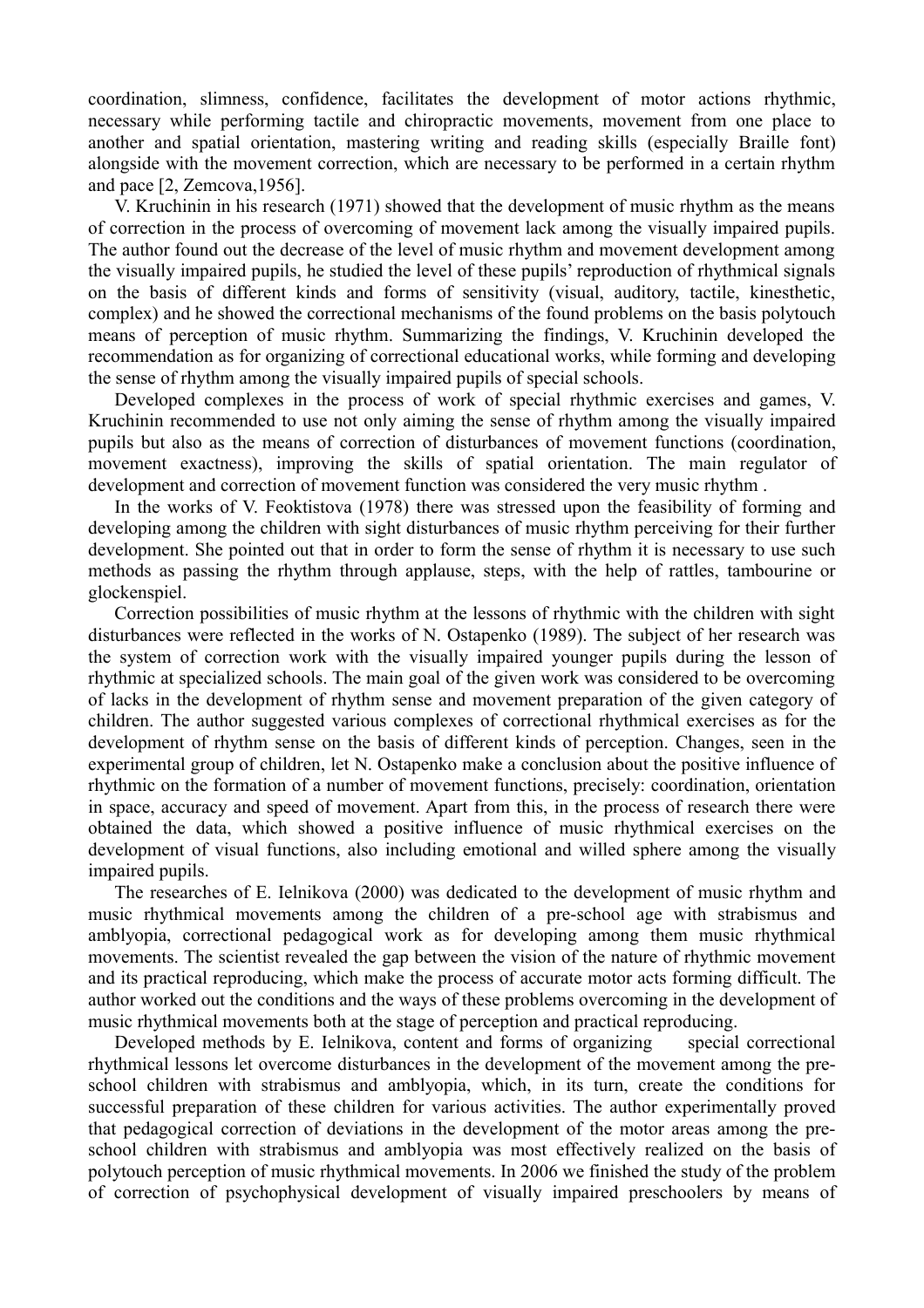coordination, slimness, confidence, facilitates the development of motor actions rhythmic, necessary while performing tactile and chiropractic movements, movement from one place to another and spatial orientation, mastering writing and reading skills (especially Braille font) alongside with the movement correction, which are necessary to be performed in a certain rhythm and pace [2, Zemcova,1956].

V. Kruchinin in his research (1971) showed that the development of music rhythm as the means of correction in the process of overcoming of movement lack among the visually impaired pupils. The author found out the decrease of the level of music rhythm and movement development among the visually impaired pupils, he studied the level of these pupils' reproduction of rhythmical signals on the basis of different kinds and forms of sensitivity (visual, auditory, tactile, kinesthetic, complex) and he showed the correctional mechanisms of the found problems on the basis polytouch means of perception of music rhythm. Summarizing the findings, V. Kruchinin developed the recommendation as for organizing of correctional educational works, while forming and developing the sense of rhythm among the visually impaired pupils of special schools.

Developed complexes in the process of work of special rhythmic exercises and games, V. Kruchinin recommended to use not only aiming the sense of rhythm among the visually impaired pupils but also as the means of correction of disturbances of movement functions (coordination, movement exactness), improving the skills of spatial orientation. The main regulator of development and correction of movement function was considered the very music rhythm .

In the works of V. Feoktistova (1978) there was stressed upon the feasibility of forming and developing among the children with sight disturbances of music rhythm perceiving for their further development. She pointed out that in order to form the sense of rhythm it is necessary to use such methods as passing the rhythm through applause, steps, with the help of rattles, tambourine or glockenspiel.

Correction possibilities of music rhythm at the lessons of rhythmic with the children with sight disturbances were reflected in the works of N. Ostapenko (1989). The subject of her research was the system of correction work with the visually impaired younger pupils during the lesson of rhythmic at specialized schools. The main goal of the given work was considered to be overcoming of lacks in the development of rhythm sense and movement preparation of the given category of children. The author suggested various complexes of correctional rhythmical exercises as for the development of rhythm sense on the basis of different kinds of perception. Changes, seen in the experimental group of children, let N. Ostapenko make a conclusion about the positive influence of rhythmic on the formation of a number of movement functions, precisely: coordination, orientation in space, accuracy and speed of movement. Apart from this, in the process of research there were obtained the data, which showed a positive influence of music rhythmical exercises on the development of visual functions, also including emotional and willed sphere among the visually impaired pupils.

The researches of E. Ielnikova (2000) was dedicated to the development of music rhythm and music rhythmical movements among the children of a pre-school age with strabismus and amblyopia, correctional pedagogical work as for developing among them music rhythmical movements. The scientist revealed the gap between the vision of the nature of rhythmic movement and its practical reproducing, which make the process of accurate motor acts forming difficult. The author worked out the conditions and the ways of these problems overcoming in the development of music rhythmical movements both at the stage of perception and practical reproducing.

Developed methods by E. Ielnikova, content and forms of organizing special correctional rhythmical lessons let overcome disturbances in the development of the movement among the pre-school children with strabismus and amblyopia, which, in its turn, create the conditions for successful preparation of these children for various activities. The author experimentally proved that pedagogical correction of deviations in the development of the motor areas among the pre-school children with strabismus and amblyopia was most effectively realized on the basis of polytouch perception of music rhythmical movements. In 2006 we finished the study of the problem of correction of psychophysical development of visually impaired preschoolers by means of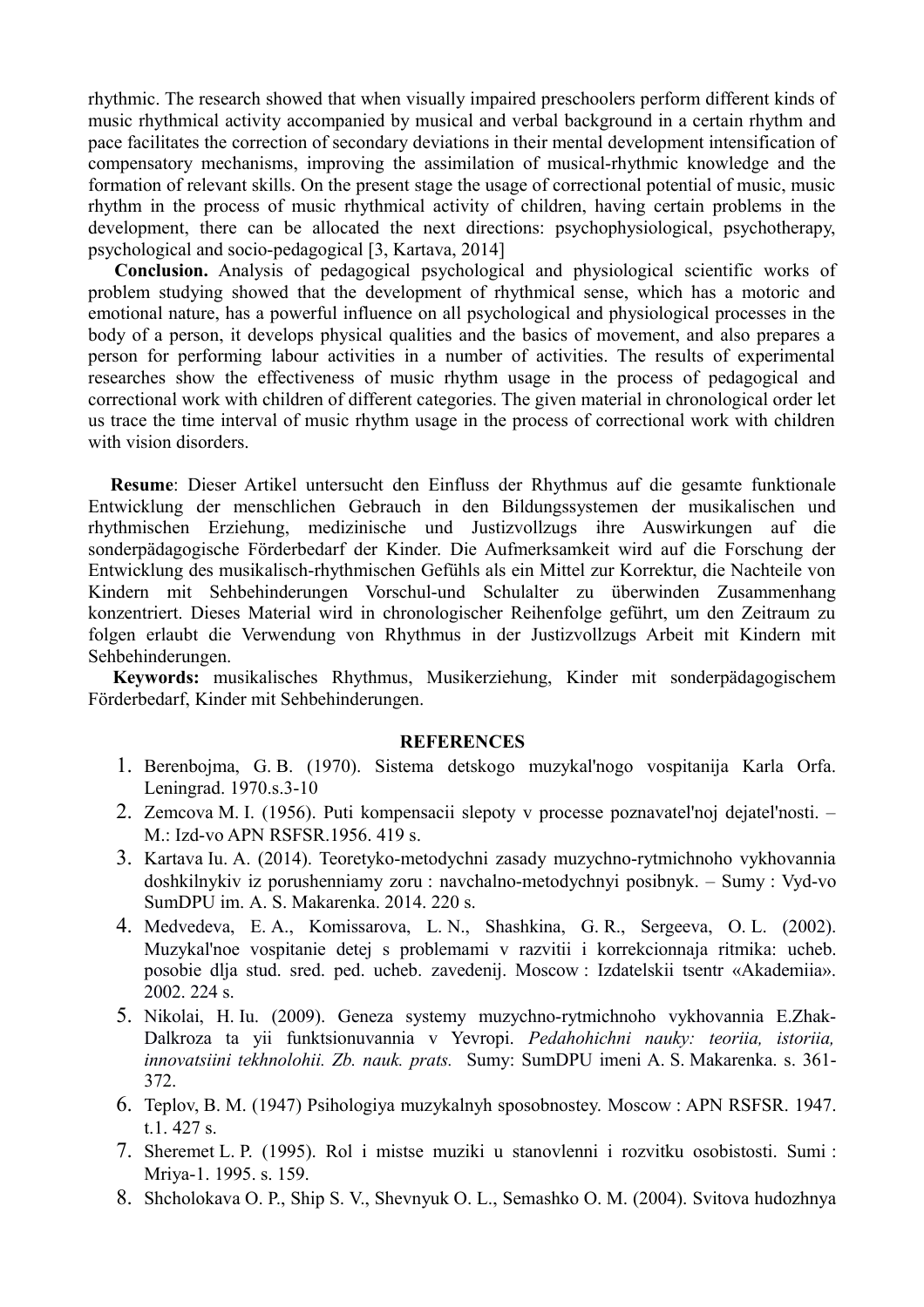rhythmic. The research showed that when visually impaired preschoolers perform different kinds of music rhythmical activity accompanied by musical and verbal background in a certain rhythm and pace facilitates the correction of secondary deviations in their mental development intensification of compensatory mechanisms, improving the assimilation of musical-rhythmic knowledge and the formation of relevant skills. On the present stage the usage of correctional potential of music, music rhythm in the process of music rhythmical activity of children, having certain problems in the development, there can be allocated the next directions: psychophysiological, psychotherapy, psychological and socio-pedagogical [3, Kartava, 2014]

**Conclusion.** Analysis of pedagogical psychological and physiological scientific works of problem studying showed that the development of rhythmical sense, which has a motoric and emotional nature, has a powerful influence on all psychological and physiological processes in the body of a person, it develops physical qualities and the basics of movement, and also prepares a person for performing labour activities in a number of activities. The results of experimental researches show the effectiveness of music rhythm usage in the process of pedagogical and correctional work with children of different categories. The given material in chronological order let us trace the time interval of music rhythm usage in the process of correctional work with children with vision disorders.

**Resume**: Dieser Artikel untersucht den Einfluss der Rhythmus auf die gesamte funktionale Entwicklung der menschlichen Gebrauch in den Bildungssystemen der musikalischen und rhythmischen Erziehung, medizinische und Justizvollzugs ihre Auswirkungen auf die sonderpädagogische Förderbedarf der Kinder. Die Aufmerksamkeit wird auf die Forschung der Entwicklung des musikalisch-rhythmischen Gefühls als ein Mittel zur Korrektur, die Nachteile von Kindern mit Sehbehinderungen Vorschul-und Schulalter zu überwinden Zusammenhang konzentriert. Dieses Material wird in chronologischer Reihenfolge geführt, um den Zeitraum zu folgen erlaubt die Verwendung von Rhythmus in der Justizvollzugs Arbeit mit Kindern mit Sehbehinderungen.

**Keywords:** musikalisches Rhythmus, Musikerziehung, Kinder mit sonderpädagogischem Förderbedarf, Kinder mit Sehbehinderungen.

## REFERENCES

1. Berenbojma, G. B. (1970). Sistema detskogo muzykal'nogo vospitanija Karla Orfa. Leningrad. 1970.s.3-10
2. Zemcova M. I. (1956). Puti kompensacii slepoty v processe poznavatel'noj dejatel'nosti. – M.: Izd-vo APN RSFSR.1956. 419 s.
3. Kartava Iu. A. (2014). Teoretyko-metodychni zasady muzychno-rytmichnoho vykhovannia doshkilnykiv iz porushenniamy zoru : navchalno-metodychnyi posibnyk. – Sumy : Vyd-vo SumDPU im. A. S. Makarenka. 2014. 220 s.
4. Medvedeva, E. A., Komissarova, L. N., Shashkina, G. R., Sergeeva, O. L. (2002). Muzykal'noe vospitanie detej s problemami v razvitii i korrekcionnaja ritmika: ucheb. posobie dlja stud. sred. ped. ucheb. zavedenij. Moscow : Izdatelskii tsentr «Akademiia». 2002. 224 s.
5. Nikolai, H. Iu. (2009). Geneza systemy muzychno-rytmichnoho vykhovannia E.Zhak-Dalkroza ta yii funktsionuvannia v Yevropi. *Pedahohichni nauky: teoriia, istoriia, innovatsiini tekhnolohii. Zb. nauk. prats.* Sumy: SumDPU imeni A. S. Makarenka. s. 361-372.
6. Teplov, B. M. (1947) Psihologiya muzykalnyh sposobnostey. Moscow : APN RSFSR. 1947. t.1. 427 s.
7. Sheremet L. P. (1995). Rol i mistse muziki u stanovlenni i rozvitku osobistosti. Sumi : Mriya-1. 1995. s. 159.
8. Shcholokava O. P., Ship S. V., Shevnyuk O. L., Semashko O. M. (2004). Svitova hudozhnya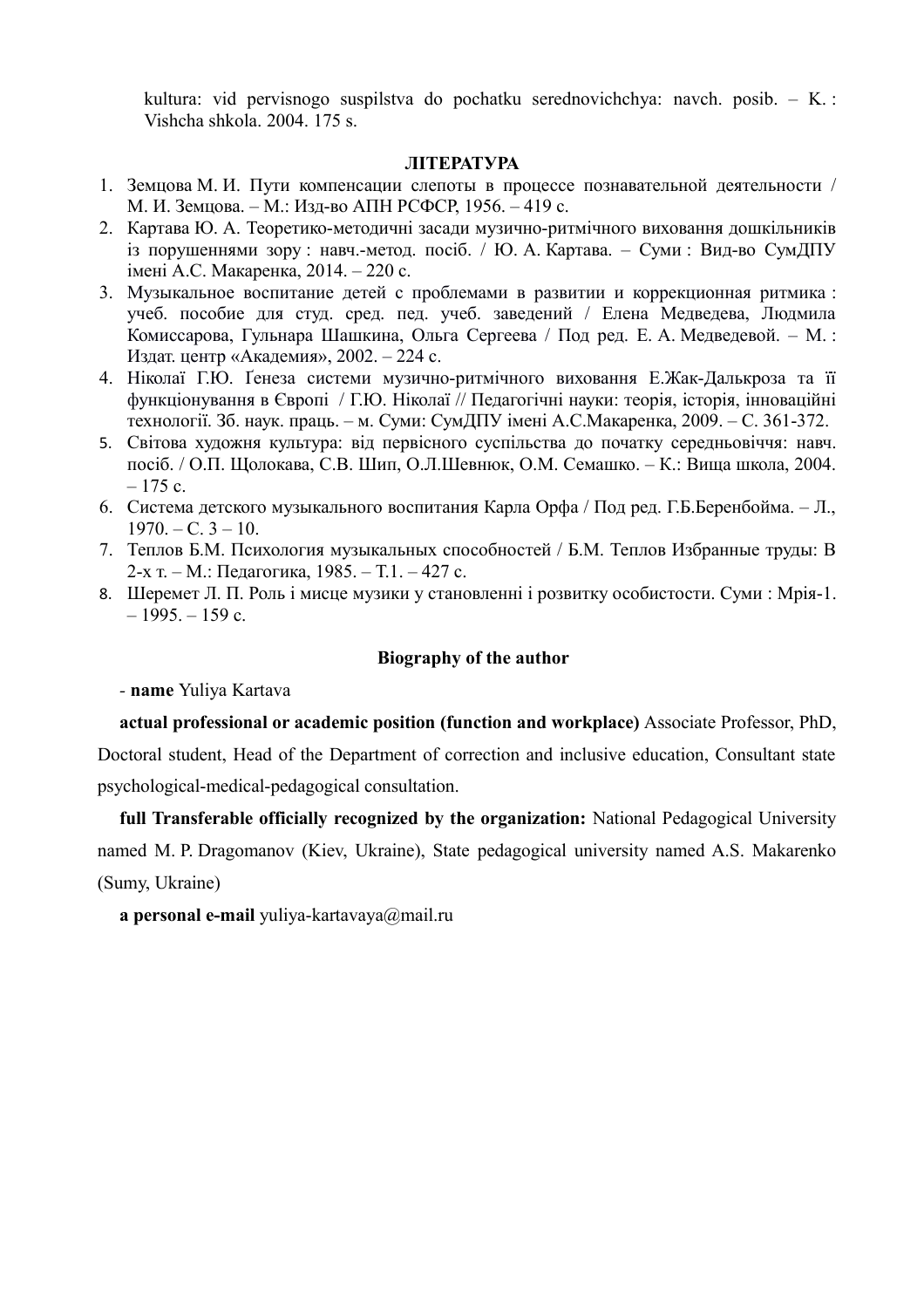kultura: vid pervisnogo suspilstva do pochatku serednovichchya: navch. posib. – K. : Vishcha shkola. 2004. 175 s.

**ЛІТЕРАТУРА**

1. Земцова М. И. Пути компенсации слепоты в процессе познавательной деятельности / М. И. Земцова. – М.: Изд-во АПН РСФСР, 1956. – 419 с.
2. Картава Ю. А. Теоретико-методичні засади музично-ритмічного виховання дошкільників із порушеннями зору : навч.-метод. посіб. / Ю. А. Картава. – Суми : Вид-во СумДПУ імені А.С. Макаренка, 2014. – 220 с.
3. Музыкальное воспитание детей с проблемами в развитии и коррекционная ритмика : учеб. пособие для студ. сред. пед. учеб. заведений / Елена Медведева, Людмила Комиссарова, Гульнара Шашкина, Ольга Сергеева / Под ред. Е. А. Медведевой. – М. : Издат. центр «Академия», 2002. – 224 с.
4. Ніколаї Г.Ю. Ґенеза системи музично-ритмічного виховання Е.Жак-Далькроза та її функціонування в Європі / Г.Ю. Ніколаї // Педагогічні науки: теорія, історія, інноваційні технології. Зб. наук. праць. – м. Суми: СумДПУ імені А.С.Макаренка, 2009. – С. 361-372.
5. Світова художня культура: від первісного суспільства до початку середньовіччя: навч. посіб. / О.П. Щолокава, С.В. Шип, О.Л.Шевнюк, О.М. Семашко. – К.: Вища школа, 2004. – 175 с.
6. Система детского музыкального воспитания Карла Орфа / Под ред. Г.Б.Беренбойма. – Л., 1970. – С. 3 – 10.
7. Теплов Б.М. Психология музыкальных способностей / Б.М. Теплов Избранные труды: В 2-х т. – М.: Педагогика, 1985. – Т.1. – 427 с.
8. Шеремет Л. П. Роль і мисце музики у становленні і розвитку особистості. Суми : Мрія-1. – 1995. – 159 с.

**Biography of the author**

- **name** Yuliya Kartava

**actual professional or academic position (function and workplace)** Associate Professor, PhD, Doctoral student, Head of the Department of correction and inclusive education, Consultant state psychological-medical-pedagogical consultation.

**full Transferable officially recognized by the organization:** National Pedagogical University named M. P. Dragomanov (Kiev, Ukraine), State pedagogical university named A.S. Makarenko (Sumy, Ukraine)

**a personal e-mail** yuliya-kartavaya@mail.ru